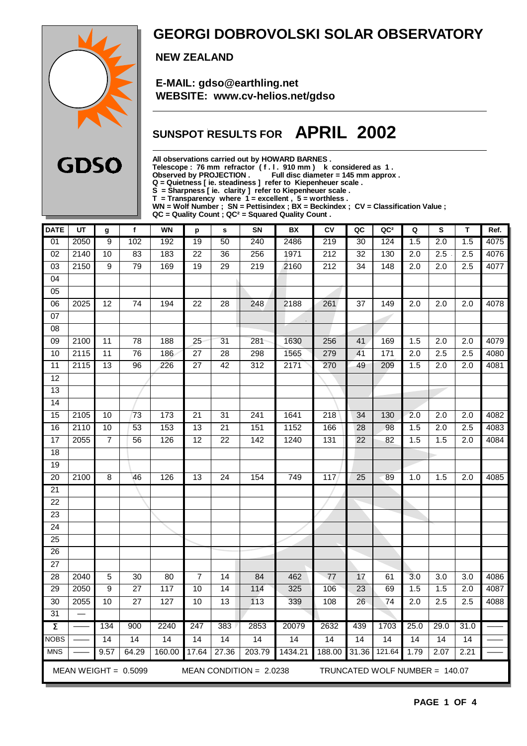# GEORGI DOBROVOLSKI SOLAR OBSERVATORY

**NEW ZEALAND**

**E-MAIL: gdso@earthling.net**
**WEBSITE: www.cv-helios.net/gdso**

GDSO

## SUNSPOT RESULTS FOR APRIL 2002

**All observations carried out by HOWARD BARNES .**
**Telescope : 76 mm refractor ( f . l . 910 mm ) k considered as 1 .**
**Observed by PROJECTION . Full disc diameter = 145 mm approx .**
**Q = Quietness [ ie. steadiness ] refer to Kiepenheuer scale .**
**S = Sharpness [ ie. clarity ] refer to Kiepenheuer scale .**
**T = Transparency where 1 = excellent , 5 = worthless .**
**WN = Wolf Number ; SN = Pettisindex ; BX = Beckindex ; CV = Classification Value ;**
**QC = Quality Count ; QC² = Squared Quality Count .**

| DATE | UT | g | f | WN | p | s | SN | BX | CV | QC | QC² | Q | S | T | Ref. |
|---|---|---|---|---|---|---|---|---|---|---|---|---|---|---|---|
| 01 | 2050 | 9 | 102 | 192 | 19 | 50 | 240 | 2486 | 219 | 30 | 124 | 1.5 | 2.0 | 1.5 | 4075 |
| 02 | 2140 | 10 | 83 | 183 | 22 | 36 | 256 | 1971 | 212 | 32 | 130 | 2.0 | 2.5 | 2.5 | 4076 |
| 03 | 2150 | 9 | 79 | 169 | 19 | 29 | 219 | 2160 | 212 | 34 | 148 | 2.0 | 2.0 | 2.5 | 4077 |
| 04 | | | | | | | | | | | | | | | |
| 05 | | | | | | | | | | | | | | | |
| 06 | 2025 | 12 | 74 | 194 | 22 | 28 | 248 | 2188 | 261 | 37 | 149 | 2.0 | 2.0 | 2.0 | 4078 |
| 07 | | | | | | | | | | | | | | | |
| 08 | | | | | | | | | | | | | | | |
| 09 | 2100 | 11 | 78 | 188 | 25 | 31 | 281 | 1630 | 256 | 41 | 169 | 1.5 | 2.0 | 2.0 | 4079 |
| 10 | 2115 | 11 | 76 | 186 | 27 | 28 | 298 | 1565 | 279 | 41 | 171 | 2.0 | 2.5 | 2.5 | 4080 |
| 11 | 2115 | 13 | 96 | 226 | 27 | 42 | 312 | 2171 | 270 | 49 | 209 | 1.5 | 2.0 | 2.0 | 4081 |
| 12 | | | | | | | | | | | | | | | |
| 13 | | | | | | | | | | | | | | | |
| 14 | | | | | | | | | | | | | | | |
| 15 | 2105 | 10 | 73 | 173 | 21 | 31 | 241 | 1641 | 218 | 34 | 130 | 2.0 | 2.0 | 2.0 | 4082 |
| 16 | 2110 | 10 | 53 | 153 | 13 | 21 | 151 | 1152 | 166 | 28 | 98 | 1.5 | 2.0 | 2.5 | 4083 |
| 17 | 2055 | 7 | 56 | 126 | 12 | 22 | 142 | 1240 | 131 | 22 | 82 | 1.5 | 1.5 | 2.0 | 4084 |
| 18 | | | | | | | | | | | | | | | |
| 19 | | | | | | | | | | | | | | | |
| 20 | 2100 | 8 | 46 | 126 | 13 | 24 | 154 | 749 | 117 | 25 | 89 | 1.0 | 1.5 | 2.0 | 4085 |
| 21 | | | | | | | | | | | | | | | |
| 22 | | | | | | | | | | | | | | | |
| 23 | | | | | | | | | | | | | | | |
| 24 | | | | | | | | | | | | | | | |
| 25 | | | | | | | | | | | | | | | |
| 26 | | | | | | | | | | | | | | | |
| 27 | | | | | | | | | | | | | | | |
| 28 | 2040 | 5 | 30 | 80 | 7 | 14 | 84 | 462 | 77 | 17 | 61 | 3.0 | 3.0 | 3.0 | 4086 |
| 29 | 2050 | 9 | 27 | 117 | 10 | 14 | 114 | 325 | 106 | 23 | 69 | 1.5 | 1.5 | 2.0 | 4087 |
| 30 | 2055 | 10 | 27 | 127 | 10 | 13 | 113 | 339 | 108 | 26 | 74 | 2.0 | 2.5 | 2.5 | 4088 |
| 31 | — | | | | | | | | | | | | | | |
| Σ | —— | 134 | 900 | 2240 | 247 | 383 | 2853 | 20079 | 2632 | 439 | 1703 | 25.0 | 29.0 | 31.0 | —— |
| NOBS | —— | 14 | 14 | 14 | 14 | 14 | 14 | 14 | 14 | 14 | 14 | 14 | 14 | 14 | —— |
| MNS | —— | 9.57 | 64.29 | 160.00 | 17.64 | 27.36 | 203.79 | 1434.21 | 188.00 | 31.36 | 121.64 | 1.79 | 2.07 | 2.21 | —— |

MEAN WEIGHT = 0.5099 MEAN CONDITION = 2.0238 TRUNCATED WOLF NUMBER = 140.07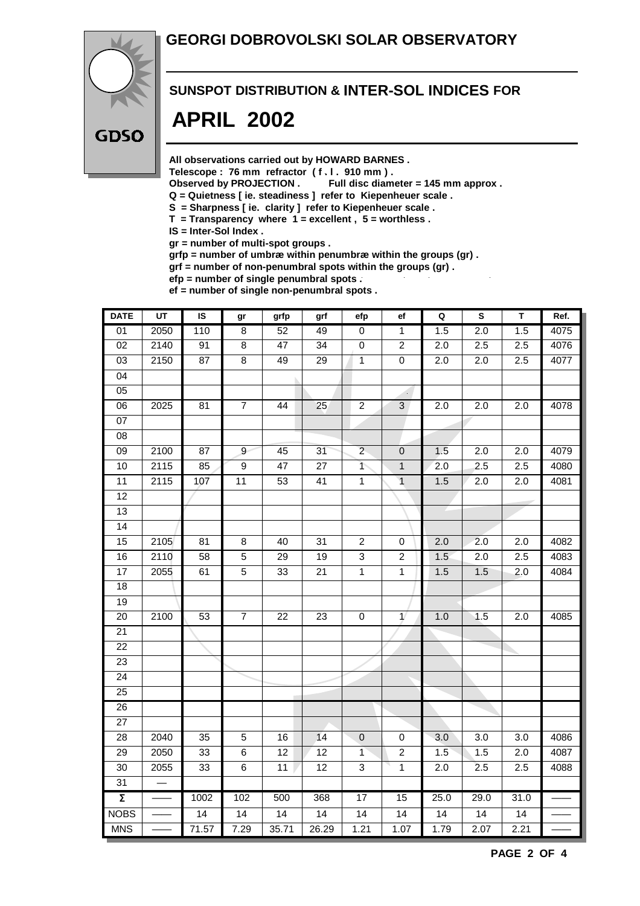# GEORGI DOBROVOLSKI SOLAR OBSERVATORY

GDSO

## SUNSPOT DISTRIBUTION & INTER-SOL INDICES FOR

# APRIL 2002

**All observations carried out by HOWARD BARNES .**
**Telescope : 76 mm refractor ( f . l . 910 mm ) .**
**Observed by PROJECTION . Full disc diameter = 145 mm approx .**
**Q = Quietness [ ie. steadiness ] refer to Kiepenheuer scale .**
**S = Sharpness [ ie. clarity ] refer to Kiepenheuer scale .**
**T = Transparency where 1 = excellent , 5 = worthless .**
**IS = Inter-Sol Index .**
**gr = number of multi-spot groups .**
**grfp = number of umbræ within penumbræ within the groups (gr) .**
**grf = number of non-penumbral spots within the groups (gr) .**
**efp = number of single penumbral spots .**
**ef = number of single non-penumbral spots .**

| DATE | UT | IS | gr | grfp | grf | efp | ef | Q | S | T | Ref. |
|---|---|---|---|---|---|---|---|---|---|---|---|
| 01 | 2050 | 110 | 8 | 52 | 49 | 0 | 1 | 1.5 | 2.0 | 1.5 | 4075 |
| 02 | 2140 | 91 | 8 | 47 | 34 | 0 | 2 | 2.0 | 2.5 | 2.5 | 4076 |
| 03 | 2150 | 87 | 8 | 49 | 29 | 1 | 0 | 2.0 | 2.0 | 2.5 | 4077 |
| 04 | | | | | | | | | | | |
| 05 | | | | | | | | | | | |
| 06 | 2025 | 81 | 7 | 44 | 25 | 2 | 3 | 2.0 | 2.0 | 2.0 | 4078 |
| 07 | | | | | | | | | | | |
| 08 | | | | | | | | | | | |
| 09 | 2100 | 87 | 9 | 45 | 31 | 2 | 0 | 1.5 | 2.0 | 2.0 | 4079 |
| 10 | 2115 | 85 | 9 | 47 | 27 | 1 | 1 | 2.0 | 2.5 | 2.5 | 4080 |
| 11 | 2115 | 107 | 11 | 53 | 41 | 1 | 1 | 1.5 | 2.0 | 2.0 | 4081 |
| 12 | | | | | | | | | | | |
| 13 | | | | | | | | | | | |
| 14 | | | | | | | | | | | |
| 15 | 2105 | 81 | 8 | 40 | 31 | 2 | 0 | 2.0 | 2.0 | 2.0 | 4082 |
| 16 | 2110 | 58 | 5 | 29 | 19 | 3 | 2 | 1.5 | 2.0 | 2.5 | 4083 |
| 17 | 2055 | 61 | 5 | 33 | 21 | 1 | 1 | 1.5 | 1.5 | 2.0 | 4084 |
| 18 | | | | | | | | | | | |
| 19 | | | | | | | | | | | |
| 20 | 2100 | 53 | 7 | 22 | 23 | 0 | 1 | 1.0 | 1.5 | 2.0 | 4085 |
| 21 | | | | | | | | | | | |
| 22 | | | | | | | | | | | |
| 23 | | | | | | | | | | | |
| 24 | | | | | | | | | | | |
| 25 | | | | | | | | | | | |
| 26 | | | | | | | | | | | |
| 27 | | | | | | | | | | | |
| 28 | 2040 | 35 | 5 | 16 | 14 | 0 | 0 | 3.0 | 3.0 | 3.0 | 4086 |
| 29 | 2050 | 33 | 6 | 12 | 12 | 1 | 2 | 1.5 | 1.5 | 2.0 | 4087 |
| 30 | 2055 | 33 | 6 | 11 | 12 | 3 | 1 | 2.0 | 2.5 | 2.5 | 4088 |
| 31 | — | | | | | | | | | | |
| Σ | —— | 1002 | 102 | 500 | 368 | 17 | 15 | 25.0 | 29.0 | 31.0 | —— |
| NOBS | —— | 14 | 14 | 14 | 14 | 14 | 14 | 14 | 14 | 14 | —— |
| MNS | —— | 71.57 | 7.29 | 35.71 | 26.29 | 1.21 | 1.07 | 1.79 | 2.07 | 2.21 | —— |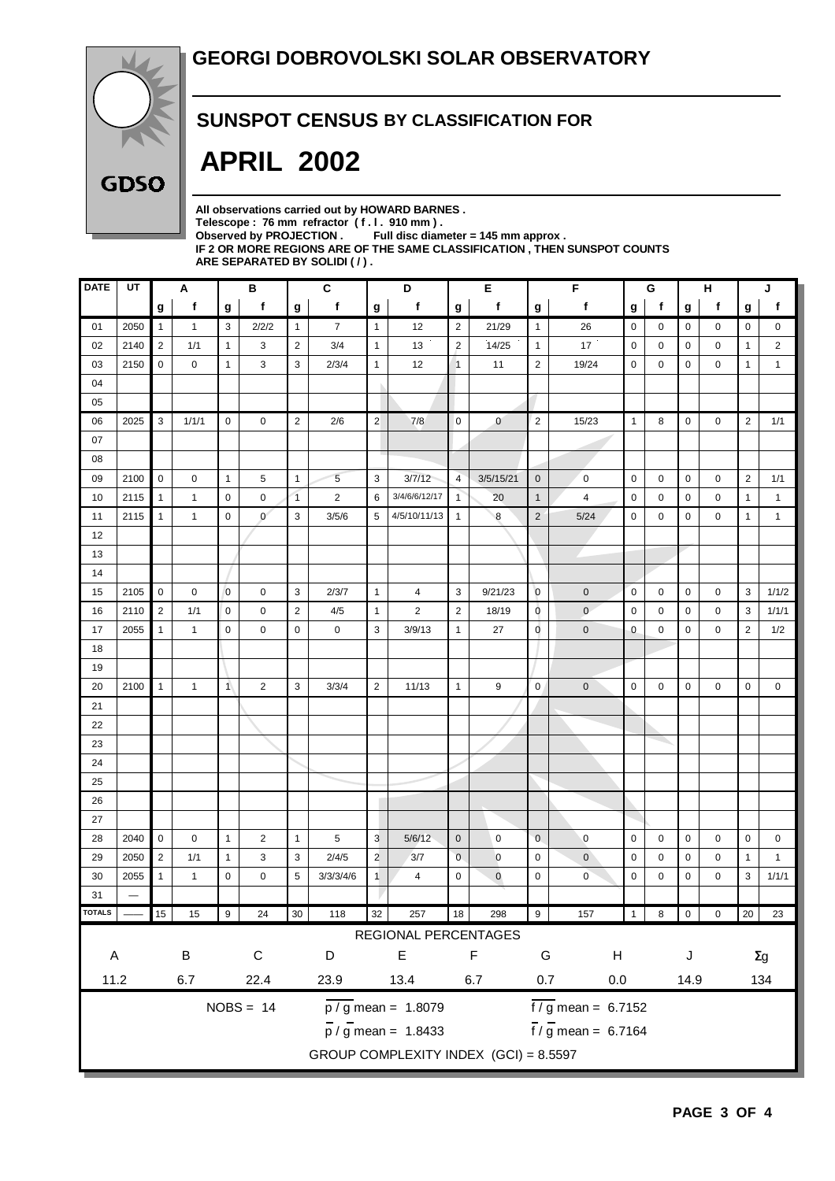# GEORGI DOBROVOLSKI SOLAR OBSERVATORY

GDSO

## SUNSPOT CENSUS BY CLASSIFICATION FOR

# APRIL 2002

**All observations carried out by HOWARD BARNES .**
**Telescope : 76 mm refractor ( f . l . 910 mm ) .**
**Observed by PROJECTION . Full disc diameter = 145 mm approx .**
**IF 2 OR MORE REGIONS ARE OF THE SAME CLASSIFICATION , THEN SUNSPOT COUNTS ARE SEPARATED BY SOLIDI ( / ) .**

| DATE | UT | A | | B | | C | | D | | E | | F | | G | | H | | J | |
|---|---|---|---|---|---|---|---|---|---|---|---|---|---|---|---|---|---|---|---|
| | | g | f | g | f | g | f | g | f | g | f | g | f | g | f | g | f | g | f |
| 01 | 2050 | 1 | 1 | 3 | 2/2/2 | 1 | 7 | 1 | 12 | 2 | 21/29 | 1 | 26 | 0 | 0 | 0 | 0 | 0 | 0 |
| 02 | 2140 | 2 | 1/1 | 1 | 3 | 2 | 3/4 | 1 | 13 | 2 | 14/25 | 1 | 17 | 0 | 0 | 0 | 0 | 1 | 2 |
| 03 | 2150 | 0 | 0 | 1 | 3 | 3 | 2/3/4 | 1 | 12 | 1 | 11 | 2 | 19/24 | 0 | 0 | 0 | 0 | 1 | 1 |
| 04 | | | | | | | | | | | | | | | | | | | |
| 05 | | | | | | | | | | | | | | | | | | | |
| 06 | 2025 | 3 | 1/1/1 | 0 | 0 | 2 | 2/6 | 2 | 7/8 | 0 | 0 | 2 | 15/23 | 1 | 8 | 0 | 0 | 2 | 1/1 |
| 07 | | | | | | | | | | | | | | | | | | | |
| 08 | | | | | | | | | | | | | | | | | | | |
| 09 | 2100 | 0 | 0 | 1 | 5 | 1 | 5 | 3 | 3/7/12 | 4 | 3/5/15/21 | 0 | 0 | 0 | 0 | 0 | 0 | 2 | 1/1 |
| 10 | 2115 | 1 | 1 | 0 | 0 | 1 | 2 | 6 | 3/4/6/6/12/17 | 1 | 20 | 1 | 4 | 0 | 0 | 0 | 0 | 1 | 1 |
| 11 | 2115 | 1 | 1 | 0 | 0 | 3 | 3/5/6 | 5 | 4/5/10/11/13 | 1 | 8 | 2 | 5/24 | 0 | 0 | 0 | 0 | 1 | 1 |
| 12 | | | | | | | | | | | | | | | | | | | |
| 13 | | | | | | | | | | | | | | | | | | | |
| 14 | | | | | | | | | | | | | | | | | | | |
| 15 | 2105 | 0 | 0 | 0 | 0 | 3 | 2/3/7 | 1 | 4 | 3 | 9/21/23 | 0 | 0 | 0 | 0 | 0 | 0 | 3 | 1/1/2 |
| 16 | 2110 | 2 | 1/1 | 0 | 0 | 2 | 4/5 | 1 | 2 | 2 | 18/19 | 0 | 0 | 0 | 0 | 0 | 0 | 3 | 1/1/1 |
| 17 | 2055 | 1 | 1 | 0 | 0 | 0 | 0 | 3 | 3/9/13 | 1 | 27 | 0 | 0 | 0 | 0 | 0 | 0 | 2 | 1/2 |
| 18 | | | | | | | | | | | | | | | | | | | |
| 19 | | | | | | | | | | | | | | | | | | | |
| 20 | 2100 | 1 | 1 | 1 | 2 | 3 | 3/3/4 | 2 | 11/13 | 1 | 9 | 0 | 0 | 0 | 0 | 0 | 0 | 0 | 0 |
| 21 | | | | | | | | | | | | | | | | | | | |
| 22 | | | | | | | | | | | | | | | | | | | |
| 23 | | | | | | | | | | | | | | | | | | | |
| 24 | | | | | | | | | | | | | | | | | | | |
| 25 | | | | | | | | | | | | | | | | | | | |
| 26 | | | | | | | | | | | | | | | | | | | |
| 27 | | | | | | | | | | | | | | | | | | | |
| 28 | 2040 | 0 | 0 | 1 | 2 | 1 | 5 | 3 | 5/6/12 | 0 | 0 | 0 | 0 | 0 | 0 | 0 | 0 | 0 | 0 |
| 29 | 2050 | 2 | 1/1 | 1 | 3 | 3 | 2/4/5 | 2 | 3/7 | 0 | 0 | 0 | 0 | 0 | 0 | 0 | 0 | 1 | 1 |
| 30 | 2055 | 1 | 1 | 0 | 0 | 5 | 3/3/3/4/6 | 1 | 4 | 0 | 0 | 0 | 0 | 0 | 0 | 0 | 0 | 3 | 1/1/1 |
| 31 | — | | | | | | | | | | | | | | | | | | |
| TOTALS | —— | 15 | 15 | 9 | 24 | 30 | 118 | 32 | 257 | 18 | 298 | 9 | 157 | 1 | 8 | 0 | 0 | 20 | 23 |

REGIONAL PERCENTAGES

| A | B | C | D | E | F | G | H | J | Σg |
|---|---|---|---|---|---|---|---|---|---|
| 11.2 | 6.7 | 22.4 | 23.9 | 13.4 | 6.7 | 0.7 | 0.0 | 14.9 | 134 |

NOBS = 14

$\overline{p} / \overline{g}$ mean = 1.8079 $\overline{f} / \overline{g}$ mean = 6.7152

$\overline{p} / \overline{g}$ mean = 1.8433 $\overline{f} / \overline{g}$ mean = 6.7164

GROUP COMPLEXITY INDEX (GCI) = 8.5597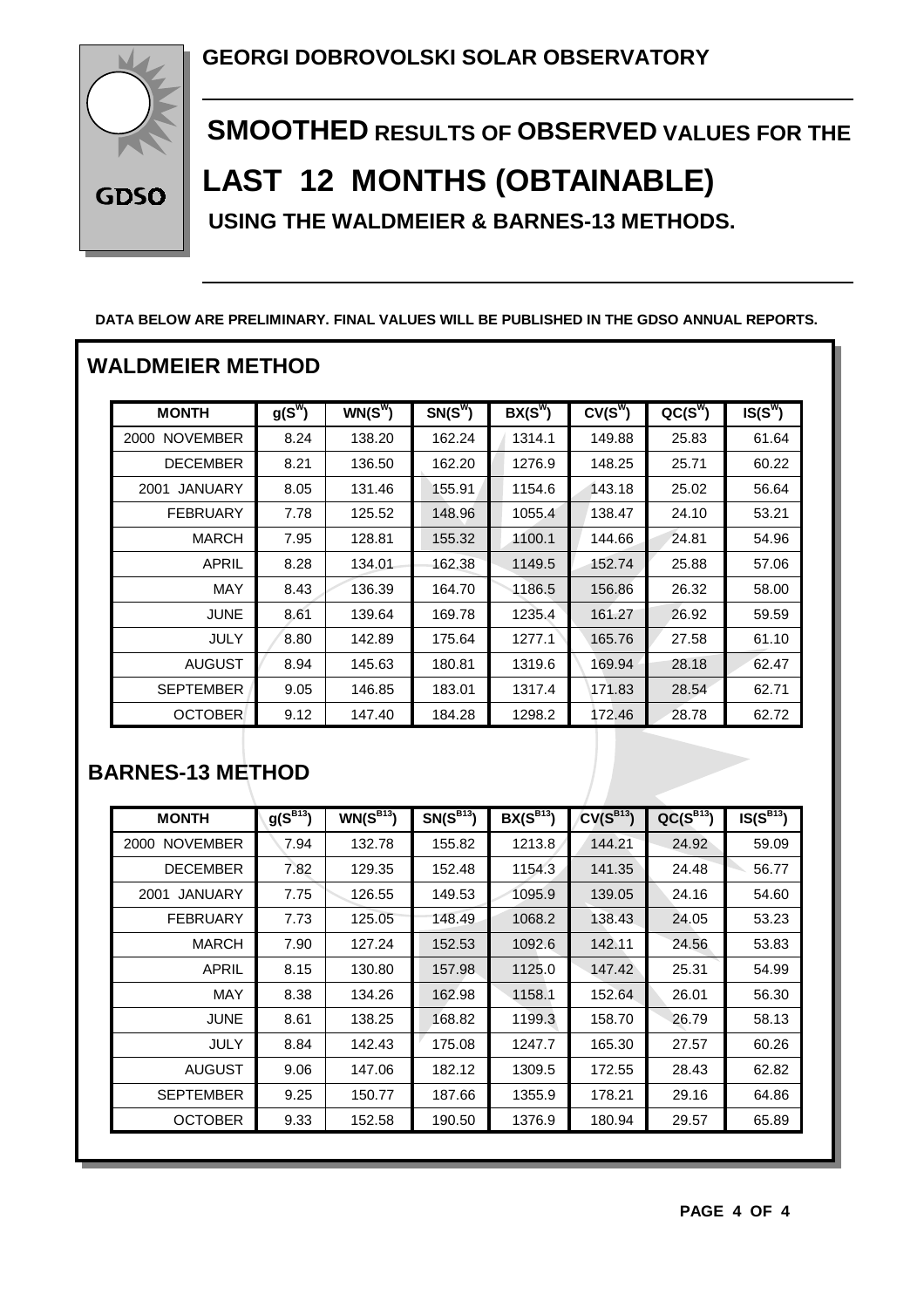**GEORGI DOBROVOLSKI SOLAR OBSERVATORY**

GDSO

# SMOOTHED RESULTS OF OBSERVED VALUES FOR THE LAST 12 MONTHS (OBTAINABLE)

## USING THE WALDMEIER & BARNES-13 METHODS.

**DATA BELOW ARE PRELIMINARY. FINAL VALUES WILL BE PUBLISHED IN THE GDSO ANNUAL REPORTS.**

## WALDMEIER METHOD

| MONTH | $g(S^W)$ | $WN(S^W)$ | $SN(S^W)$ | $BX(S^W)$ | $CV(S^W)$ | $QC(S^W)$ | $IS(S^W)$ |
|---|---|---|---|---|---|---|---|
| 2000 NOVEMBER | 8.24 | 138.20 | 162.24 | 1314.1 | 149.88 | 25.83 | 61.64 |
| DECEMBER | 8.21 | 136.50 | 162.20 | 1276.9 | 148.25 | 25.71 | 60.22 |
| 2001 JANUARY | 8.05 | 131.46 | 155.91 | 1154.6 | 143.18 | 25.02 | 56.64 |
| FEBRUARY | 7.78 | 125.52 | 148.96 | 1055.4 | 138.47 | 24.10 | 53.21 |
| MARCH | 7.95 | 128.81 | 155.32 | 1100.1 | 144.66 | 24.81 | 54.96 |
| APRIL | 8.28 | 134.01 | 162.38 | 1149.5 | 152.74 | 25.88 | 57.06 |
| MAY | 8.43 | 136.39 | 164.70 | 1186.5 | 156.86 | 26.32 | 58.00 |
| JUNE | 8.61 | 139.64 | 169.78 | 1235.4 | 161.27 | 26.92 | 59.59 |
| JULY | 8.80 | 142.89 | 175.64 | 1277.1 | 165.76 | 27.58 | 61.10 |
| AUGUST | 8.94 | 145.63 | 180.81 | 1319.6 | 169.94 | 28.18 | 62.47 |
| SEPTEMBER | 9.05 | 146.85 | 183.01 | 1317.4 | 171.83 | 28.54 | 62.71 |
| OCTOBER | 9.12 | 147.40 | 184.28 | 1298.2 | 172.46 | 28.78 | 62.72 |

## BARNES-13 METHOD

| MONTH | $g(S^{B13})$ | $WN(S^{B13})$ | $SN(S^{B13})$ | $BX(S^{B13})$ | $CV(S^{B13})$ | $QC(S^{B13})$ | $IS(S^{B13})$ |
|---|---|---|---|---|---|---|---|
| 2000 NOVEMBER | 7.94 | 132.78 | 155.82 | 1213.8 | 144.21 | 24.92 | 59.09 |
| DECEMBER | 7.82 | 129.35 | 152.48 | 1154.3 | 141.35 | 24.48 | 56.77 |
| 2001 JANUARY | 7.75 | 126.55 | 149.53 | 1095.9 | 139.05 | 24.16 | 54.60 |
| FEBRUARY | 7.73 | 125.05 | 148.49 | 1068.2 | 138.43 | 24.05 | 53.23 |
| MARCH | 7.90 | 127.24 | 152.53 | 1092.6 | 142.11 | 24.56 | 53.83 |
| APRIL | 8.15 | 130.80 | 157.98 | 1125.0 | 147.42 | 25.31 | 54.99 |
| MAY | 8.38 | 134.26 | 162.98 | 1158.1 | 152.64 | 26.01 | 56.30 |
| JUNE | 8.61 | 138.25 | 168.82 | 1199.3 | 158.70 | 26.79 | 58.13 |
| JULY | 8.84 | 142.43 | 175.08 | 1247.7 | 165.30 | 27.57 | 60.26 |
| AUGUST | 9.06 | 147.06 | 182.12 | 1309.5 | 172.55 | 28.43 | 62.82 |
| SEPTEMBER | 9.25 | 150.77 | 187.66 | 1355.9 | 178.21 | 29.16 | 64.86 |
| OCTOBER | 9.33 | 152.58 | 190.50 | 1376.9 | 180.94 | 29.57 | 65.89 |